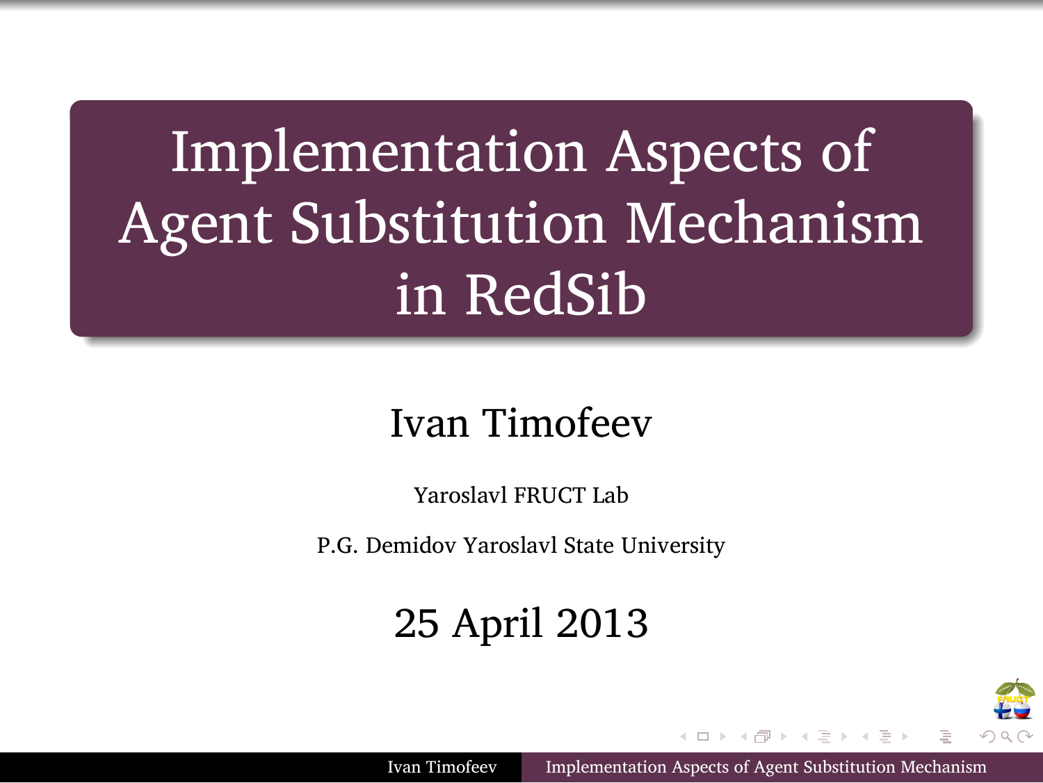# Implementation Aspects of Agent Substitution Mechanism in RedSib

Ivan Timofeev

Yaroslavl FRUCT Lab

P.G. Demidov Yaroslavl State University

25 April 2013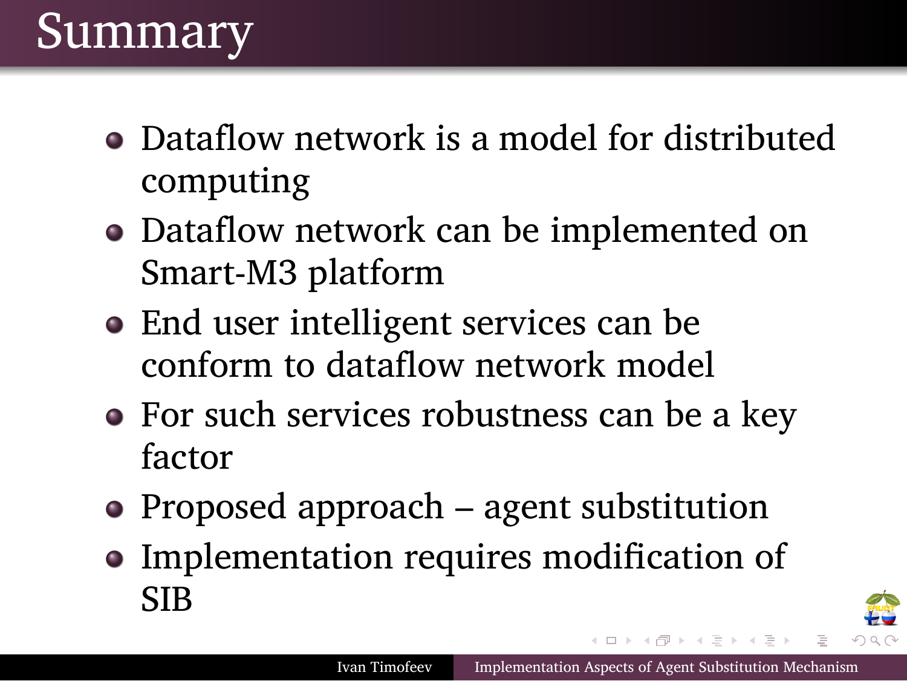# Summary

- Dataflow network is a model for distributed computing
- Dataflow network can be implemented on Smart-M3 platform
- End user intelligent services can be conform to dataflow network model
- For such services robustness can be a key factor
- Proposed approach – agent substitution
- Implementation requires modification of SIB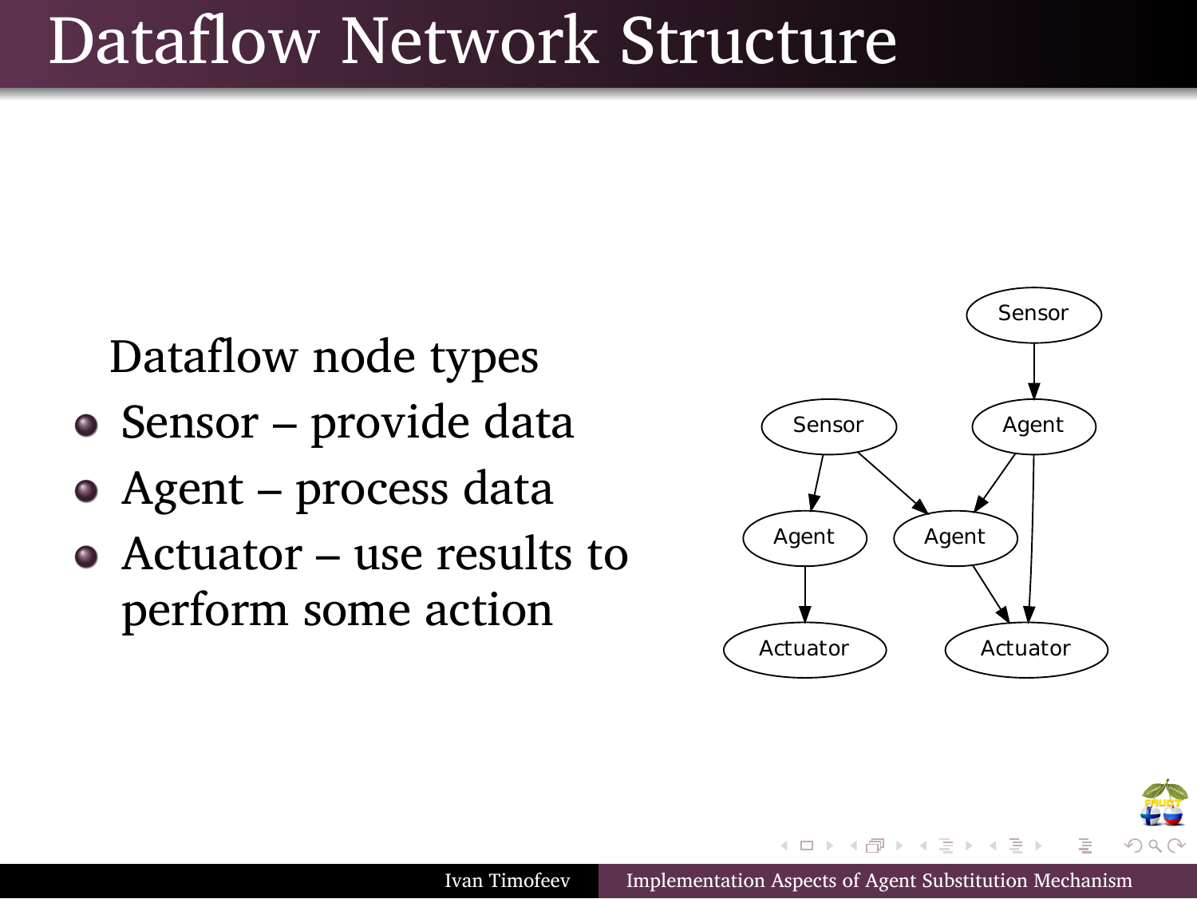# Dataflow Network Structure

Dataflow node types

- Sensor – provide data
- Agent – process data
- Actuator – use results to perform some action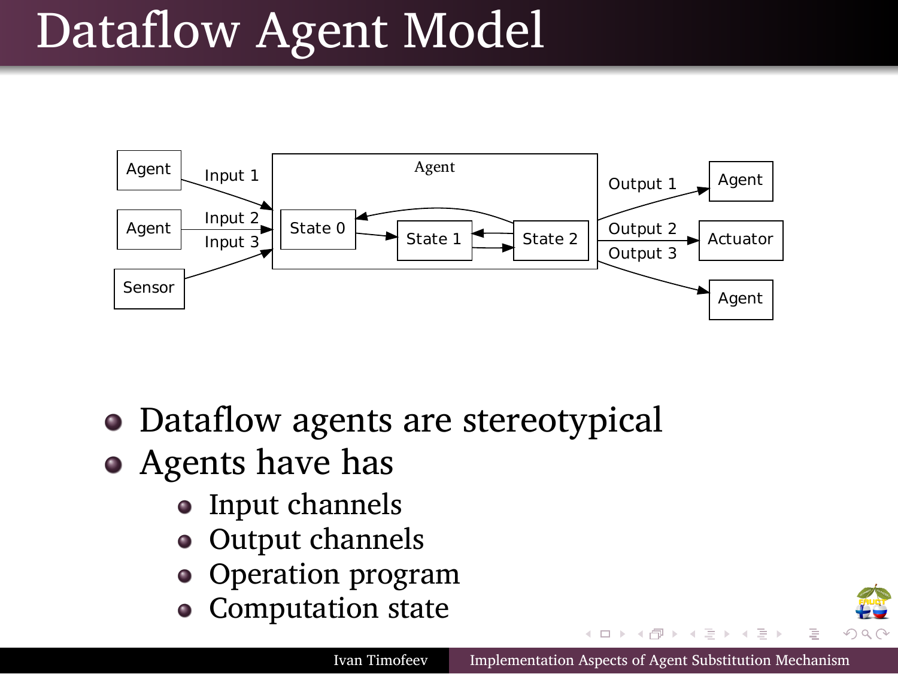# Dataflow Agent Model

- Dataflow agents are stereotypical
- Agents have has
  - Input channels
  - Output channels
  - Operation program
  - Computation state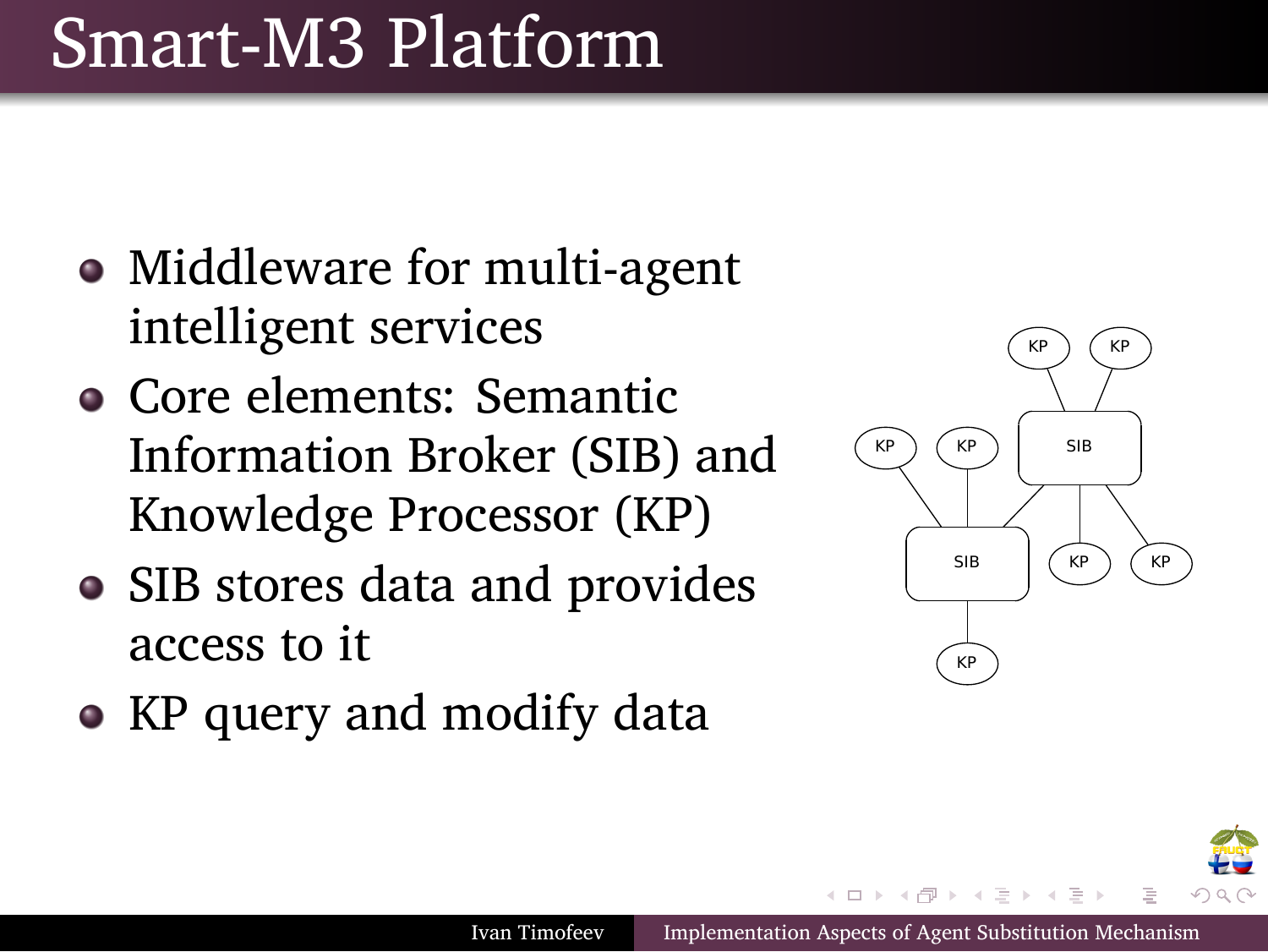# Smart-M3 Platform

- Middleware for multi-agent intelligent services
- Core elements: Semantic Information Broker (SIB) and Knowledge Processor (KP)
- SIB stores data and provides access to it
- KP query and modify data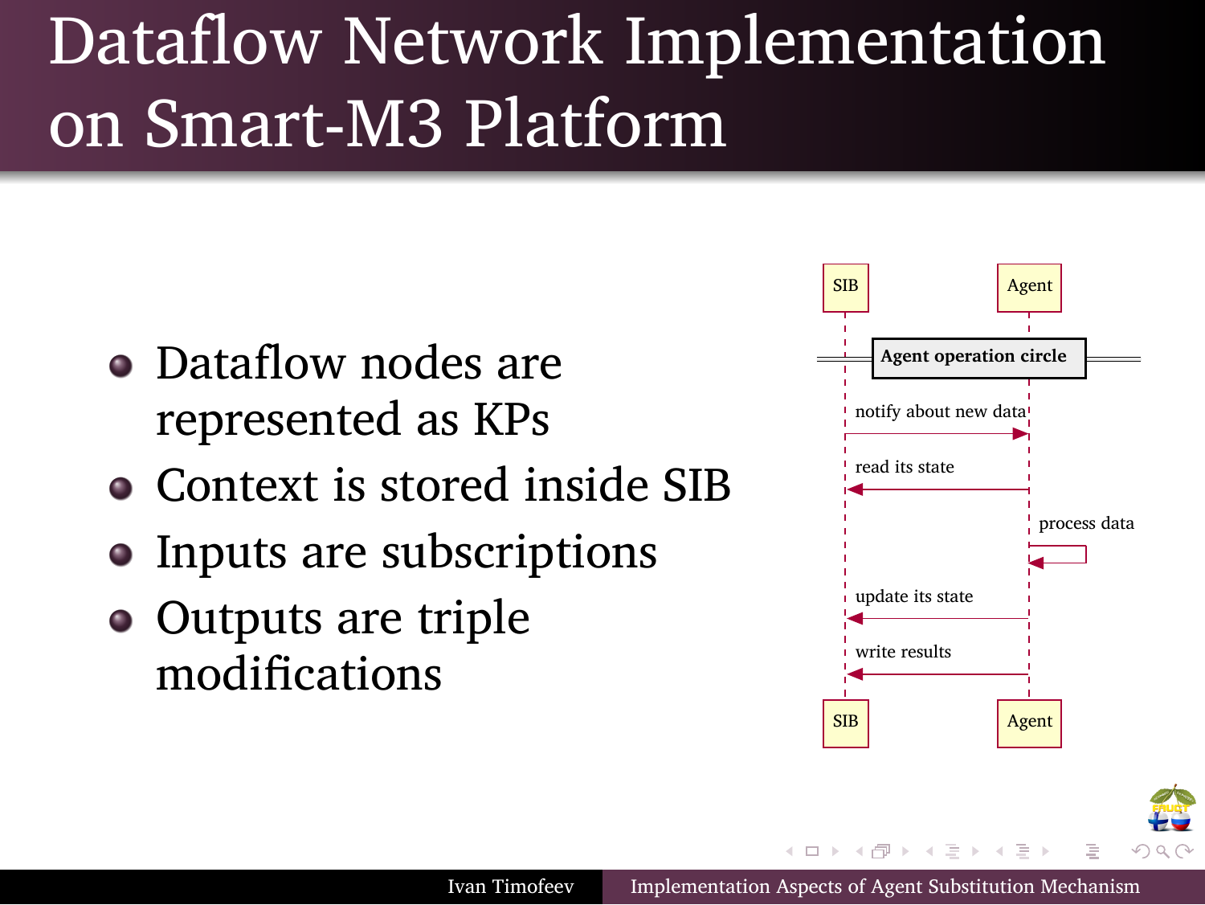# Dataflow Network Implementation on Smart-M3 Platform

- Dataflow nodes are represented as KPs
- Context is stored inside SIB
- Inputs are subscriptions
- Outputs are triple modifications

SIB — Agent

**Agent operation circle**

- notify about new data (SIB → Agent)
- read its state (Agent → SIB)
- process data (Agent → Agent)
- update its state (Agent → SIB)
- write results (Agent → SIB)

SIB — Agent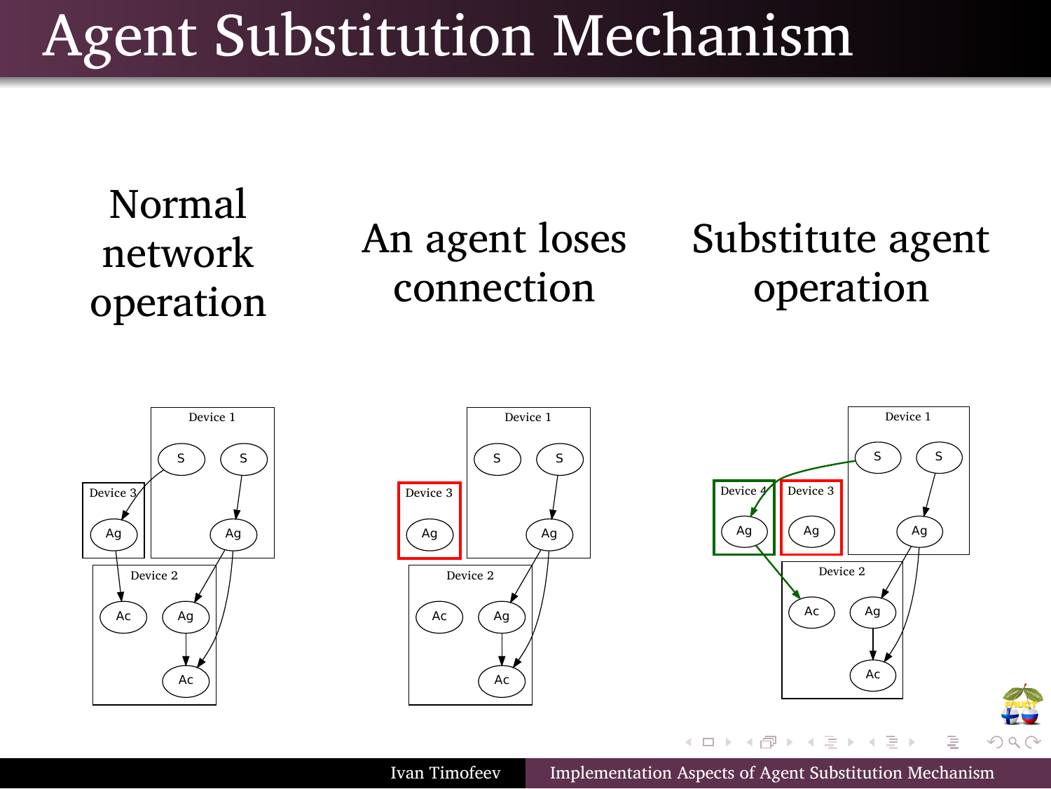# Agent Substitution Mechanism

| Normal network operation | An agent loses connection | Substitute agent operation |
| --- | --- | --- |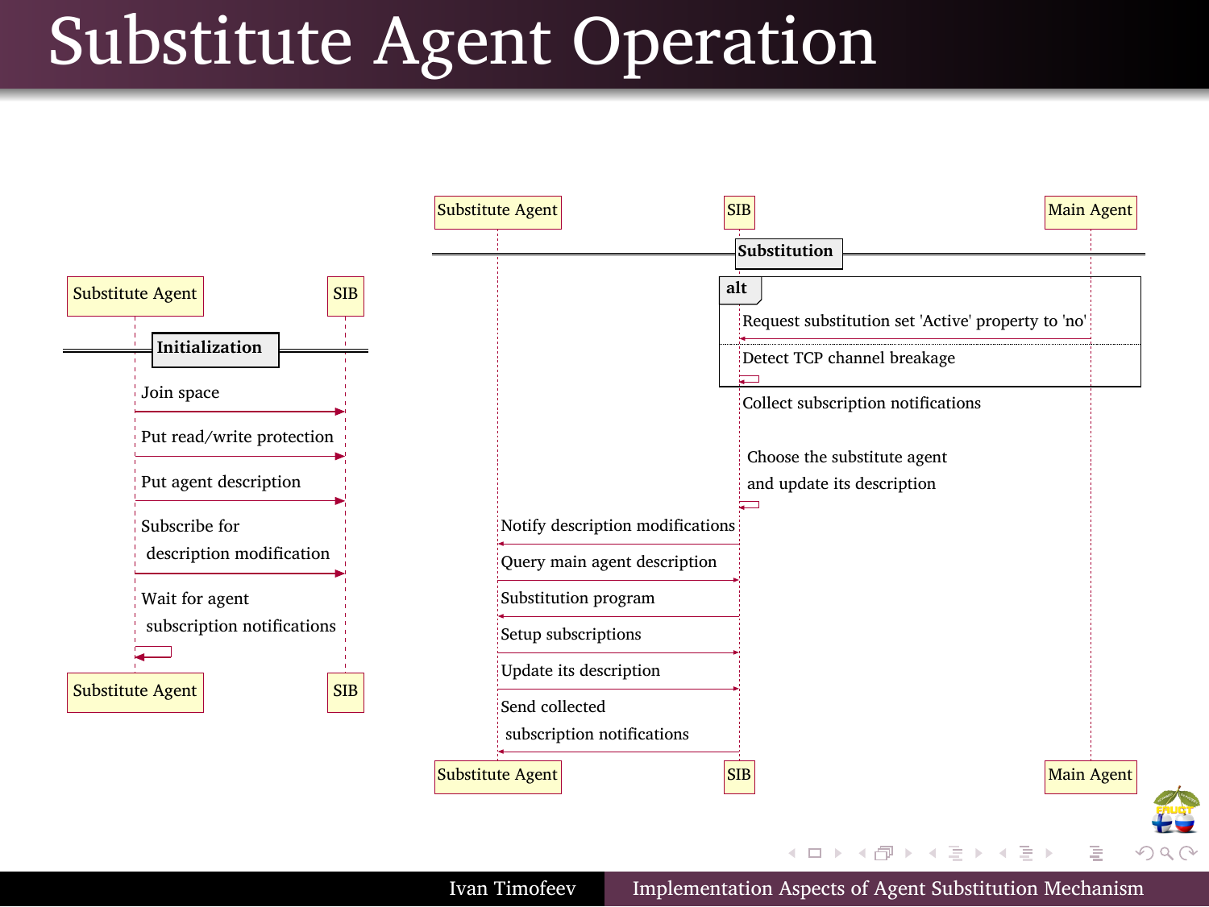# Substitute Agent Operation

**Initialization** (Substitute Agent ↔ SIB)

- Join space (Substitute Agent → SIB)
- Put read/write protection (Substitute Agent → SIB)
- Put agent description (Substitute Agent → SIB)
- Subscribe for description modification (Substitute Agent → SIB)
- Wait for agent subscription notifications (Substitute Agent → Substitute Agent)

**Substitution** (Substitute Agent, SIB, Main Agent)

- **alt**
  - Request substitution set 'Active' property to 'no' (Main Agent → SIB)
  - Detect TCP channel breakage (SIB → SIB)
- Collect subscription notifications (SIB)
- Choose the substitute agent and update its description (SIB → SIB)
- Notify description modifications (SIB → Substitute Agent)
- Query main agent description (Substitute Agent → SIB)
- Substitution program (SIB → Substitute Agent)
- Setup subscriptions (Substitute Agent → SIB)
- Update its description (Substitute Agent → SIB)
- Send collected subscription notifications (SIB → Substitute Agent)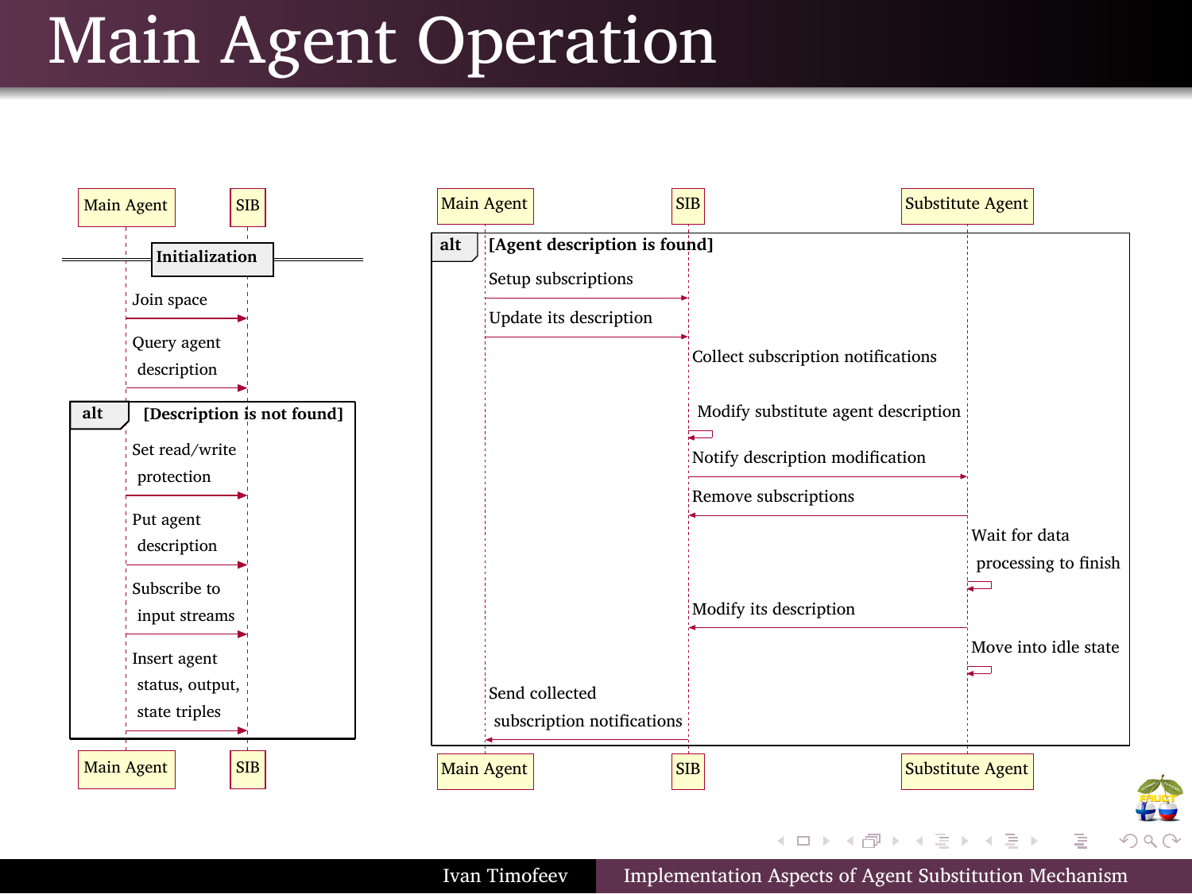# Main Agent Operation

Main Agent — SIB

**Initialization**

Join space

Query agent description

**alt** **[Description is not found]**

Set read/write protection

Put agent description

Subscribe to input streams

Insert agent status, output, state triples

Main Agent — SIB

Main Agent — SIB — Substitute Agent

**alt** **[Agent description is found]**

Setup subscriptions

Update its description

Collect subscription notifications

Modify substitute agent description

Notify description modification

Remove subscriptions

Wait for data processing to finish

Modify its description

Move into idle state

Send collected subscription notifications

Main Agent — SIB — Substitute Agent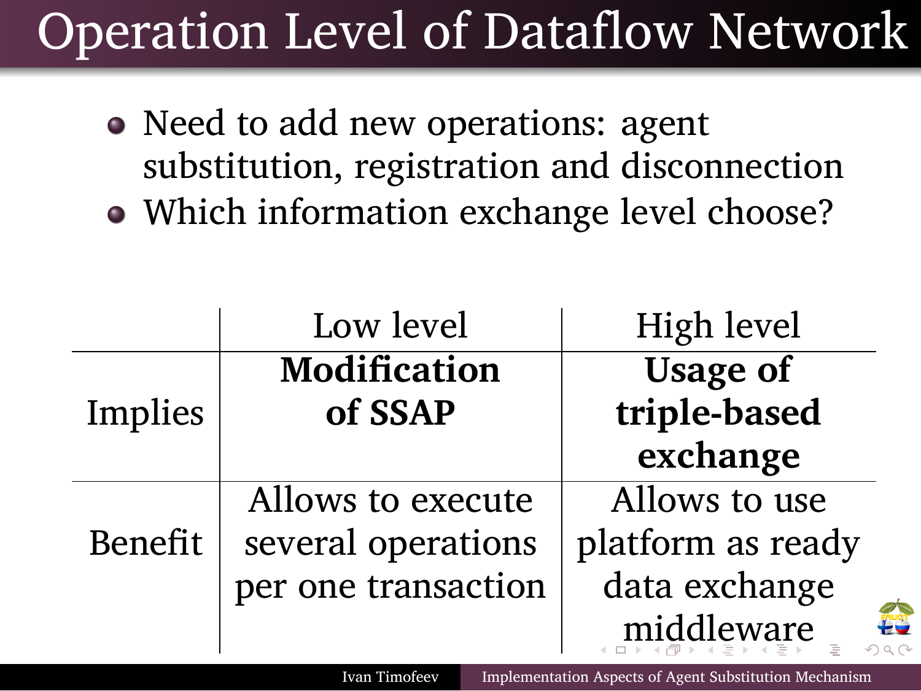# Operation Level of Dataflow Network

- Need to add new operations: agent substitution, registration and disconnection
- Which information exchange level choose?

| | Low level | High level |
|---|---|---|
| Implies | **Modification of SSAP** | **Usage of triple-based exchange** |
| Benefit | Allows to execute several operations per one transaction | Allows to use platform as ready data exchange middleware |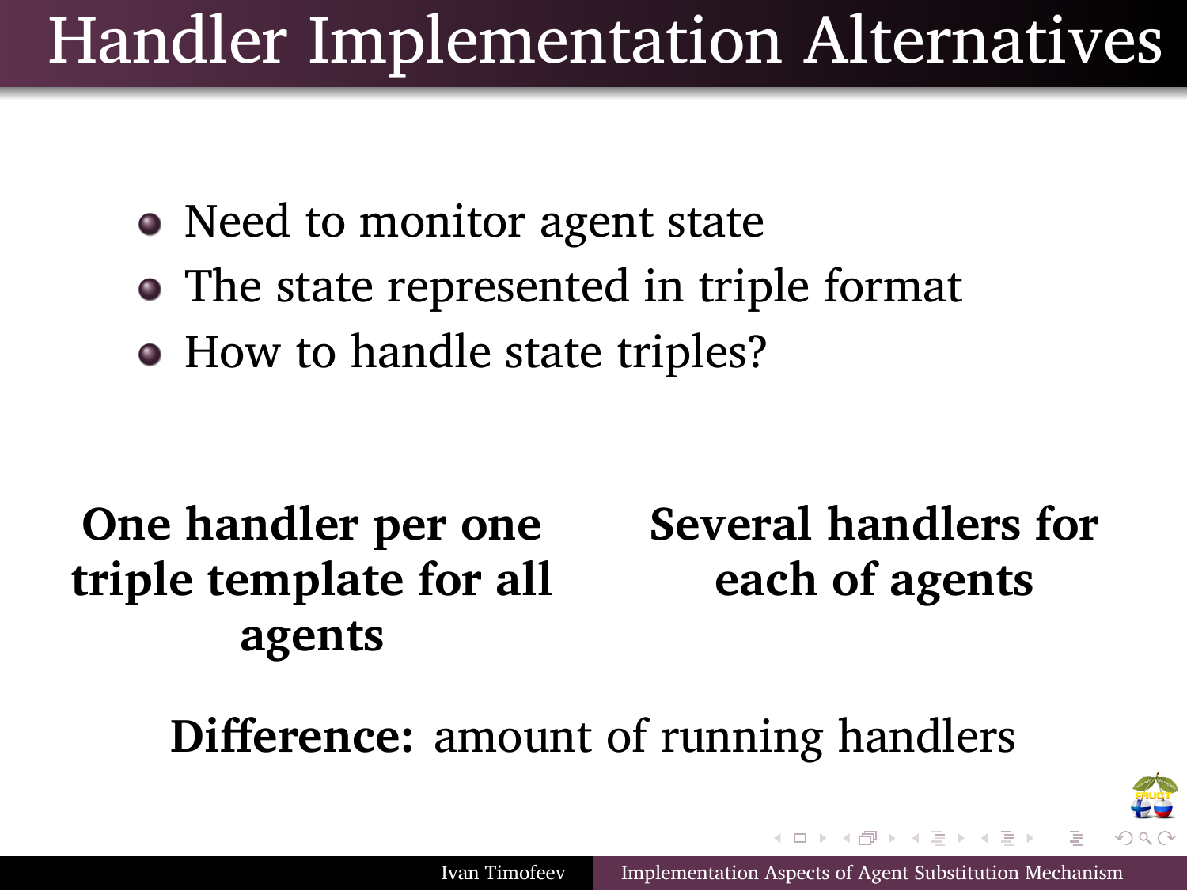# Handler Implementation Alternatives

- Need to monitor agent state
- The state represented in triple format
- How to handle state triples?

**One handler per one triple template for all agents**

**Several handlers for each of agents**

**Difference:** amount of running handlers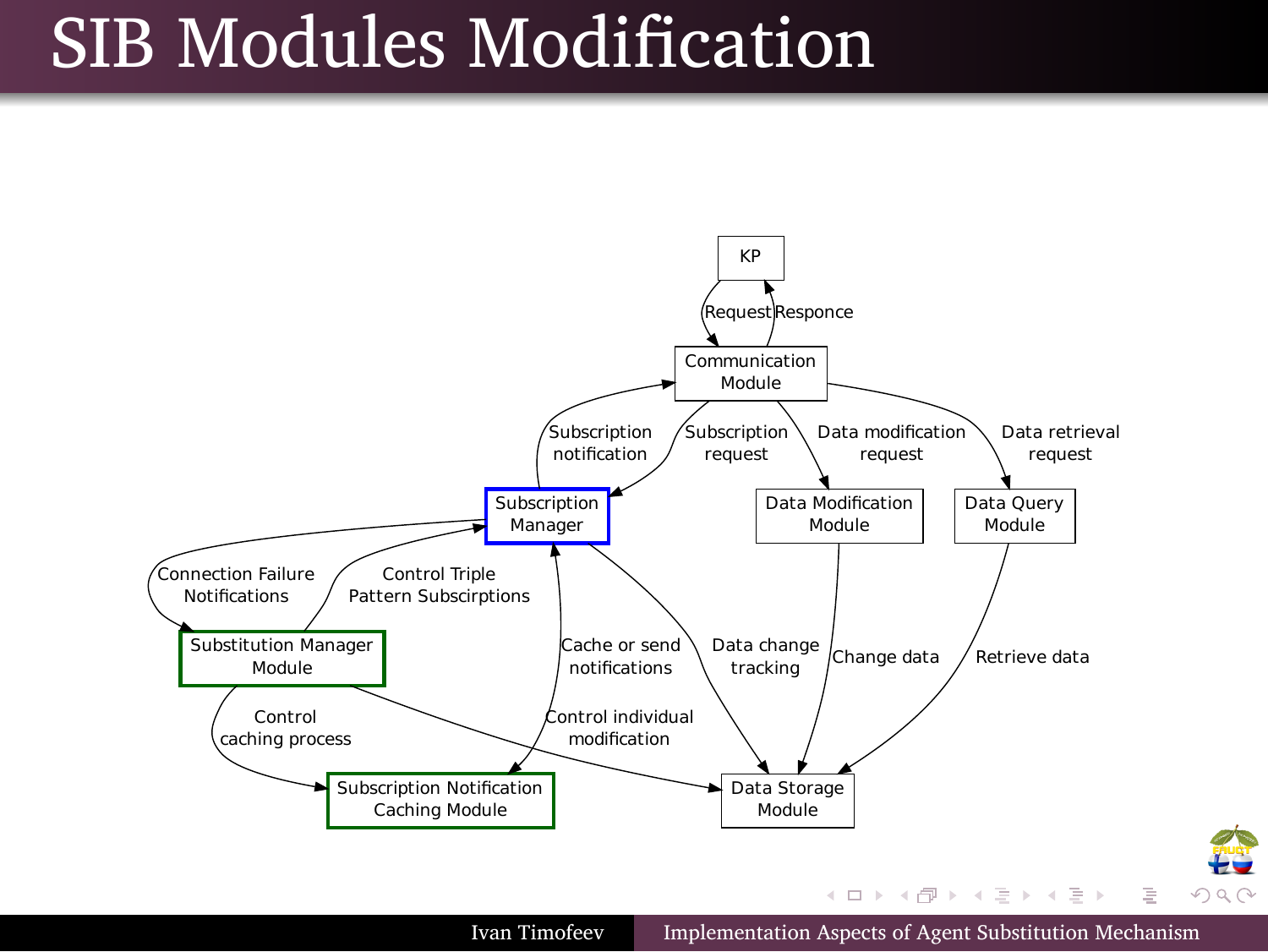# SIB Modules Modification

KP

Request

Responce

Communication Module

Subscription notification

Subscription request

Data modification request

Data retrieval request

Subscription Manager

Data Modification Module

Data Query Module

Connection Failure Notifications

Control Triple Pattern Subscirptions

Substitution Manager Module

Cache or send notifications

Data change tracking

Change data

Retrieve data

Control caching process

Control individual modification

Subscription Notification Caching Module

Data Storage Module